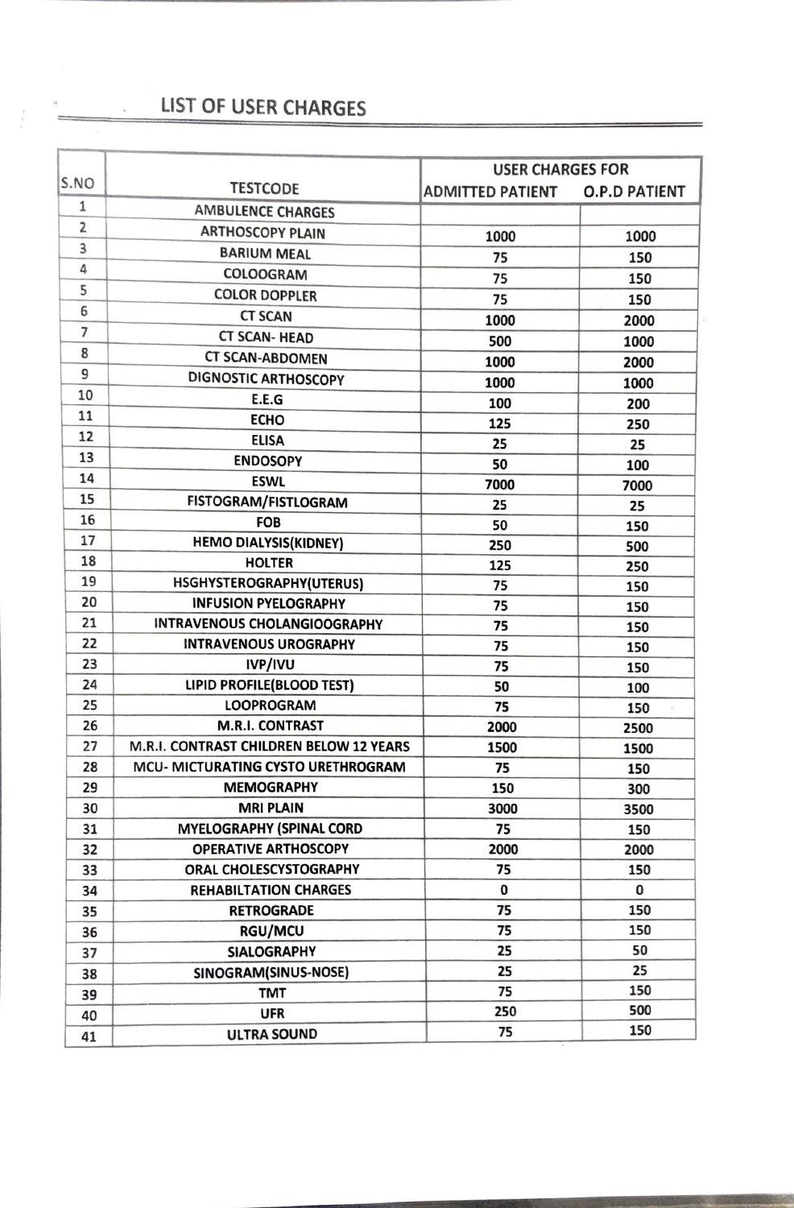## LIST OF USER CHARGES

| S.NO | TESTCODE | USER CHARGES FOR | |
|---|---|---|---|
| | | ADMITTED PATIENT | O.P.D PATIENT |
| 1 | AMBULENCE CHARGES | | |
| 2 | ARTHOSCOPY PLAIN | 1000 | 1000 |
| 3 | BARIUM MEAL | 75 | 150 |
| 4 | COLOOGRAM | 75 | 150 |
| 5 | COLOR DOPPLER | 75 | 150 |
| 6 | CT SCAN | 1000 | 2000 |
| 7 | CT SCAN- HEAD | 500 | 1000 |
| 8 | CT SCAN-ABDOMEN | 1000 | 2000 |
| 9 | DIGNOSTIC ARTHOSCOPY | 1000 | 1000 |
| 10 | E.E.G | 100 | 200 |
| 11 | ECHO | 125 | 250 |
| 12 | ELISA | 25 | 25 |
| 13 | ENDOSOPY | 50 | 100 |
| 14 | ESWL | 7000 | 7000 |
| 15 | FISTOGRAM/FISTLOGRAM | 25 | 25 |
| 16 | FOB | 50 | 150 |
| 17 | HEMO DIALYSIS(KIDNEY) | 250 | 500 |
| 18 | HOLTER | 125 | 250 |
| 19 | HSGHYSTEROGRAPHY(UTERUS) | 75 | 150 |
| 20 | INFUSION PYELOGRAPHY | 75 | 150 |
| 21 | INTRAVENOUS CHOLANGIOOGRAPHY | 75 | 150 |
| 22 | INTRAVENOUS UROGRAPHY | 75 | 150 |
| 23 | IVP/IVU | 75 | 150 |
| 24 | LIPID PROFILE(BLOOD TEST) | 50 | 100 |
| 25 | LOOPROGRAM | 75 | 150 |
| 26 | M.R.I. CONTRAST | 2000 | 2500 |
| 27 | M.R.I. CONTRAST CHILDREN BELOW 12 YEARS | 1500 | 1500 |
| 28 | MCU- MICTURATING CYSTO URETHROGRAM | 75 | 150 |
| 29 | MEMOGRAPHY | 150 | 300 |
| 30 | MRI PLAIN | 3000 | 3500 |
| 31 | MYELOGRAPHY (SPINAL CORD | 75 | 150 |
| 32 | OPERATIVE ARTHOSCOPY | 2000 | 2000 |
| 33 | ORAL CHOLESCYSTOGRAPHY | 75 | 150 |
| 34 | REHABILTATION CHARGES | 0 | 0 |
| 35 | RETROGRADE | 75 | 150 |
| 36 | RGU/MCU | 75 | 150 |
| 37 | SIALOGRAPHY | 25 | 50 |
| 38 | SINOGRAM(SINUS-NOSE) | 25 | 25 |
| 39 | TMT | 75 | 150 |
| 40 | UFR | 250 | 500 |
| 41 | ULTRA SOUND | 75 | 150 |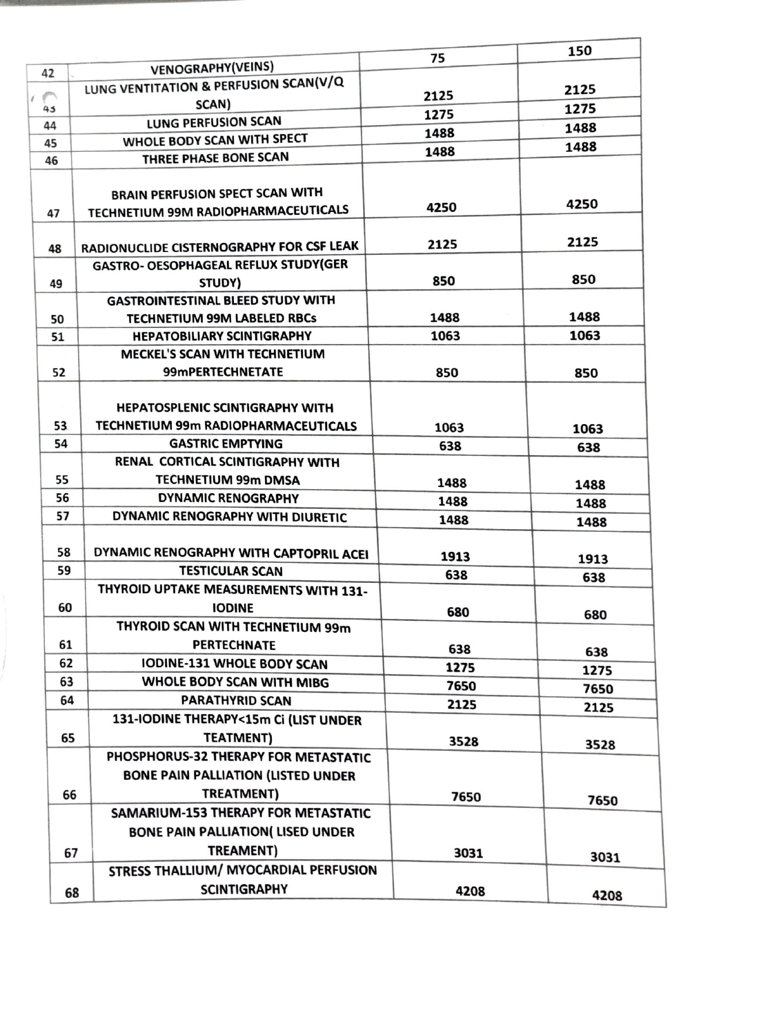| | | | |
|---|---|---|---|
| 42 | VENOGRAPHY(VEINS) | 75 | 150 |
| 43 | LUNG VENTITATION & PERFUSION SCAN(V/Q SCAN) | 2125 | 2125 |
| 44 | LUNG PERFUSION SCAN | 1275 | 1275 |
| 45 | WHOLE BODY SCAN WITH SPECT | 1488 | 1488 |
| 46 | THREE PHASE BONE SCAN | 1488 | 1488 |
| 47 | BRAIN PERFUSION SPECT SCAN WITH TECHNETIUM 99M RADIOPHARMACEUTICALS | 4250 | 4250 |
| 48 | RADIONUCLIDE CISTERNOGRAPHY FOR CSF LEAK | 2125 | 2125 |
| 49 | GASTRO- OESOPHAGEAL REFLUX STUDY(GER STUDY) | 850 | 850 |
| 50 | GASTROINTESTINAL BLEED STUDY WITH TECHNETIUM 99M LABELED RBCs | 1488 | 1488 |
| 51 | HEPATOBILIARY SCINTIGRAPHY | 1063 | 1063 |
| 52 | MECKEL'S SCAN WITH TECHNETIUM 99mPERTECHNETATE | 850 | 850 |
| 53 | HEPATOSPLENIC SCINTIGRAPHY WITH TECHNETIUM 99m RADIOPHARMACEUTICALS | 1063 | 1063 |
| 54 | GASTRIC EMPTYING | 638 | 638 |
| 55 | RENAL CORTICAL SCINTIGRAPHY WITH TECHNETIUM 99m DMSA | 1488 | 1488 |
| 56 | DYNAMIC RENOGRAPHY | 1488 | 1488 |
| 57 | DYNAMIC RENOGRAPHY WITH DIURETIC | 1488 | 1488 |
| 58 | DYNAMIC RENOGRAPHY WITH CAPTOPRIL ACEI | 1913 | 1913 |
| 59 | TESTICULAR SCAN | 638 | 638 |
| 60 | THYROID UPTAKE MEASUREMENTS WITH 131-IODINE | 680 | 680 |
| 61 | THYROID SCAN WITH TECHNETIUM 99m PERTECHNATE | 638 | 638 |
| 62 | IODINE-131 WHOLE BODY SCAN | 1275 | 1275 |
| 63 | WHOLE BODY SCAN WITH MIBG | 7650 | 7650 |
| 64 | PARATHYRID SCAN | 2125 | 2125 |
| 65 | 131-IODINE THERAPY<15m Ci (LIST UNDER TEATMENT) | 3528 | 3528 |
| 66 | PHOSPHORUS-32 THERAPY FOR METASTATIC BONE PAIN PALLIATION (LISTED UNDER TREATMENT) | 7650 | 7650 |
| 67 | SAMARIUM-153 THERAPY FOR METASTATIC BONE PAIN PALLIATION( LISED UNDER TREAMENT) | 3031 | 3031 |
| 68 | STRESS THALLIUM/ MYOCARDIAL PERFUSION SCINTIGRAPHY | 4208 | 4208 |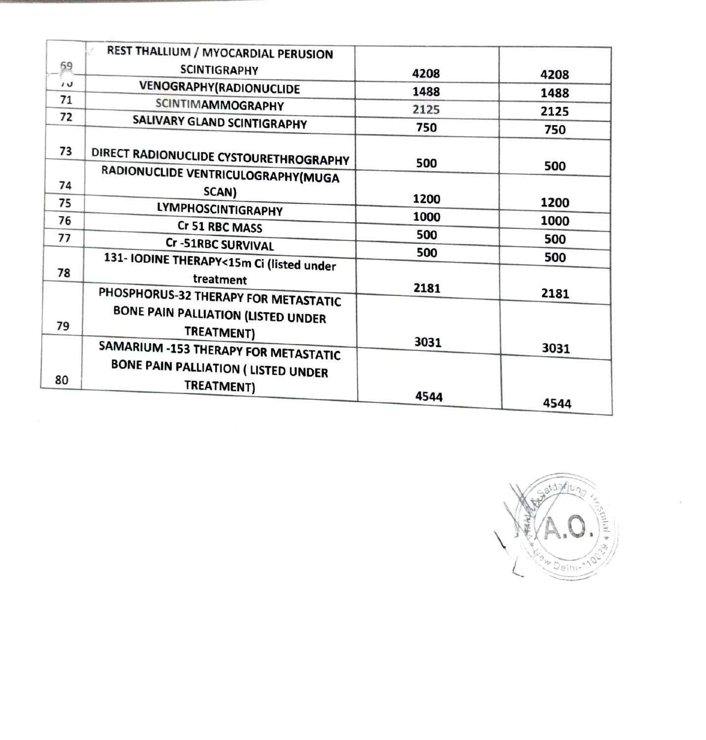| | | | |
|---|---|---|---|
| 69 | REST THALLIUM / MYOCARDIAL PERUSION SCINTIGRAPHY | 4208 | 4208 |
| 70 | VENOGRAPHY(RADIONUCLIDE | 1488 | 1488 |
| 71 | SCINTIMAMMOGRAPHY | 2125 | 2125 |
| 72 | SALIVARY GLAND SCINTIGRAPHY | 750 | 750 |
| 73 | DIRECT RADIONUCLIDE CYSTOURETHROGRAPHY | 500 | 500 |
| 74 | RADIONUCLIDE VENTRICULOGRAPHY(MUGA SCAN) | 1200 | 1200 |
| 75 | LYMPHOSCINTIGRAPHY | 1000 | 1000 |
| 76 | Cr 51 RBC MASS | 500 | 500 |
| 77 | Cr -51RBC SURVIVAL | 500 | 500 |
| 78 | 131- IODINE THERAPY<15m Ci (listed under treatment | 2181 | 2181 |
| 79 | PHOSPHORUS-32 THERAPY FOR METASTATIC BONE PAIN PALLIATION (LISTED UNDER TREATMENT) | 3031 | 3031 |
| 80 | SAMARIUM -153 THERAPY FOR METASTATIC BONE PAIN PALLIATION ( LISTED UNDER TREATMENT) | 4544 | 4544 |

A.O.
Safdarjung Hospital
New Delhi-110029